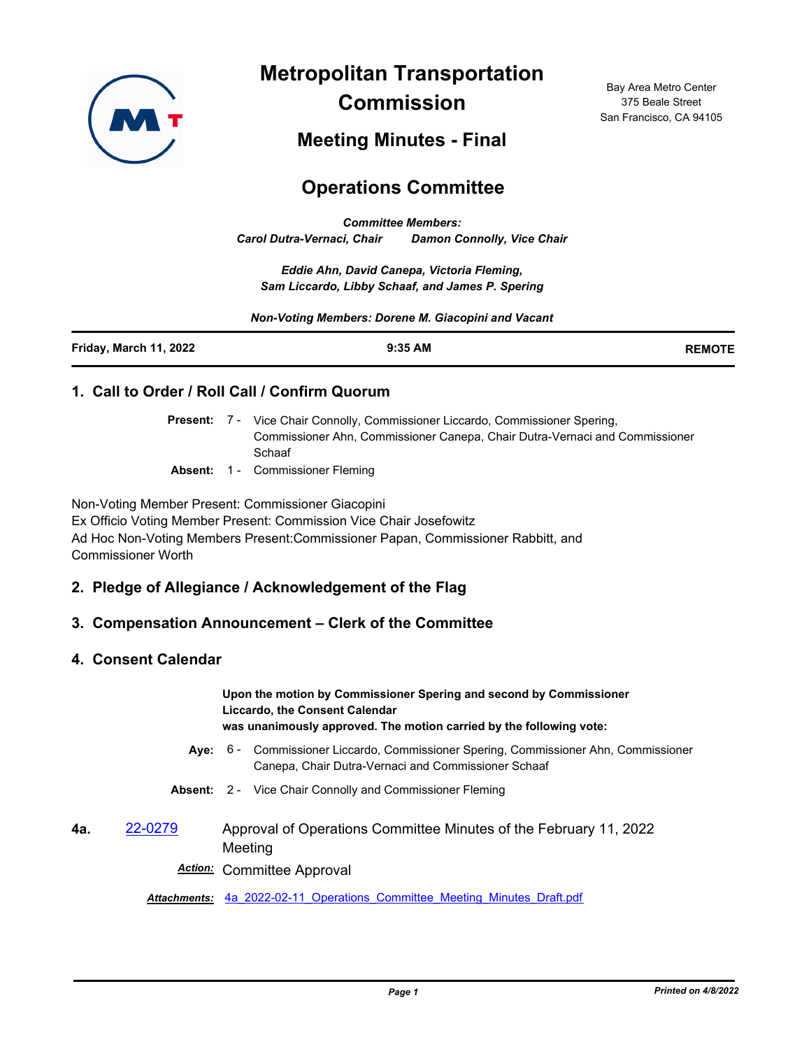# Metropolitan Transportation Commission

Bay Area Metro Center
375 Beale Street
San Francisco, CA 94105

## Meeting Minutes - Final

## Operations Committee

***Committee Members:***
***Carol Dutra-Vernaci, Chair     Damon Connolly, Vice Chair***

***Eddie Ahn, David Canepa, Victoria Fleming,***
***Sam Liccardo, Libby Schaaf, and James P. Spering***

***Non-Voting Members: Dorene M. Giacopini and Vacant***

| **Friday, March 11, 2022** | **9:35 AM** | **REMOTE** |
|---|---|---|

### 1. Call to Order / Roll Call / Confirm Quorum

**Present:** 7 - Vice Chair Connolly, Commissioner Liccardo, Commissioner Spering, Commissioner Ahn, Commissioner Canepa, Chair Dutra-Vernaci and Commissioner Schaaf

**Absent:** 1 - Commissioner Fleming

Non-Voting Member Present: Commissioner Giacopini
Ex Officio Voting Member Present: Commission Vice Chair Josefowitz
Ad Hoc Non-Voting Members Present:Commissioner Papan, Commissioner Rabbitt, and Commissioner Worth

### 2. Pledge of Allegiance / Acknowledgement of the Flag

### 3. Compensation Announcement – Clerk of the Committee

### 4. Consent Calendar

**Upon the motion by Commissioner Spering and second by Commissioner Liccardo, the Consent Calendar was unanimously approved. The motion carried by the following vote:**

**Aye:** 6 - Commissioner Liccardo, Commissioner Spering, Commissioner Ahn, Commissioner Canepa, Chair Dutra-Vernaci and Commissioner Schaaf

**Absent:** 2 - Vice Chair Connolly and Commissioner Fleming

**4a.** 22-0279 Approval of Operations Committee Minutes of the February 11, 2022 Meeting

***Action:*** Committee Approval

***Attachments:*** 4a_2022-02-11_Operations_Committee_Meeting_Minutes_Draft.pdf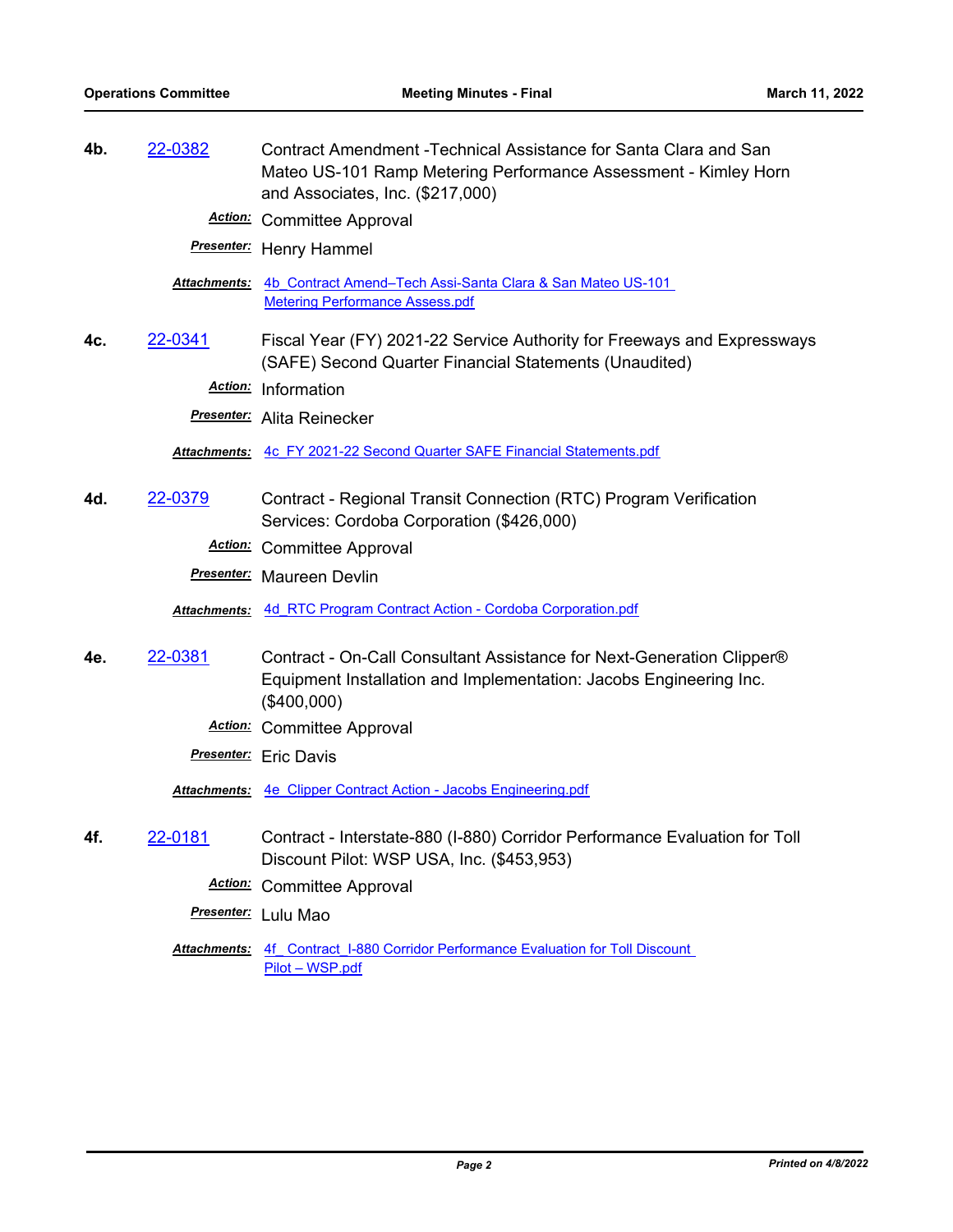**4b.** 22-0382 Contract Amendment -Technical Assistance for Santa Clara and San Mateo US-101 Ramp Metering Performance Assessment - Kimley Horn and Associates, Inc. ($217,000)

***Action:*** Committee Approval

***Presenter:*** Henry Hammel

***Attachments:*** 4b_Contract Amend–Tech Assi-Santa Clara & San Mateo US-101 Metering Performance Assess.pdf

**4c.** 22-0341 Fiscal Year (FY) 2021-22 Service Authority for Freeways and Expressways (SAFE) Second Quarter Financial Statements (Unaudited)

***Action:*** Information

***Presenter:*** Alita Reinecker

***Attachments:*** 4c_FY 2021-22 Second Quarter SAFE Financial Statements.pdf

**4d.** 22-0379 Contract - Regional Transit Connection (RTC) Program Verification Services: Cordoba Corporation ($426,000)

***Action:*** Committee Approval

***Presenter:*** Maureen Devlin

***Attachments:*** 4d_RTC Program Contract Action - Cordoba Corporation.pdf

**4e.** 22-0381 Contract - On-Call Consultant Assistance for Next-Generation Clipper® Equipment Installation and Implementation: Jacobs Engineering Inc. ($400,000)

***Action:*** Committee Approval

***Presenter:*** Eric Davis

***Attachments:*** 4e_Clipper Contract Action - Jacobs Engineering.pdf

**4f.** 22-0181 Contract - Interstate-880 (I-880) Corridor Performance Evaluation for Toll Discount Pilot: WSP USA, Inc. ($453,953)

***Action:*** Committee Approval

***Presenter:*** Lulu Mao

***Attachments:*** 4f_Contract_I-880 Corridor Performance Evaluation for Toll Discount Pilot – WSP.pdf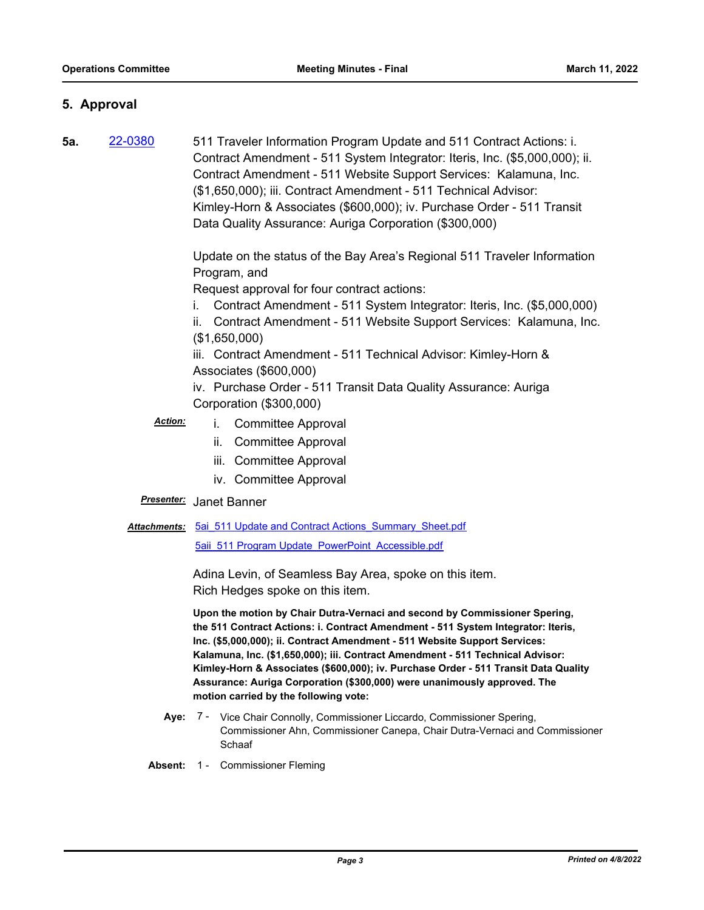## 5. Approval

**5a.** 22-0380

511 Traveler Information Program Update and 511 Contract Actions: i. Contract Amendment - 511 System Integrator: Iteris, Inc. ($5,000,000); ii. Contract Amendment - 511 Website Support Services: Kalamuna, Inc. ($1,650,000); iii. Contract Amendment - 511 Technical Advisor: Kimley-Horn & Associates ($600,000); iv. Purchase Order - 511 Transit Data Quality Assurance: Auriga Corporation ($300,000)

Update on the status of the Bay Area's Regional 511 Traveler Information Program, and
Request approval for four contract actions:
i. Contract Amendment - 511 System Integrator: Iteris, Inc. ($5,000,000)
ii. Contract Amendment - 511 Website Support Services: Kalamuna, Inc. ($1,650,000)
iii. Contract Amendment - 511 Technical Advisor: Kimley-Horn & Associates ($600,000)
iv. Purchase Order - 511 Transit Data Quality Assurance: Auriga Corporation ($300,000)

***Action:***
i. Committee Approval
ii. Committee Approval
iii. Committee Approval
iv. Committee Approval

***Presenter:*** Janet Banner

***Attachments:*** 5ai_511 Update and Contract Actions_Summary_Sheet.pdf
5aii_511 Program Update_PowerPoint_Accessible.pdf

Adina Levin, of Seamless Bay Area, spoke on this item.
Rich Hedges spoke on this item.

**Upon the motion by Chair Dutra-Vernaci and second by Commissioner Spering, the 511 Contract Actions: i. Contract Amendment - 511 System Integrator: Iteris, Inc. ($5,000,000); ii. Contract Amendment - 511 Website Support Services: Kalamuna, Inc. ($1,650,000); iii. Contract Amendment - 511 Technical Advisor: Kimley-Horn & Associates ($600,000); iv. Purchase Order - 511 Transit Data Quality Assurance: Auriga Corporation ($300,000) were unanimously approved. The motion carried by the following vote:**

**Aye:** 7 - Vice Chair Connolly, Commissioner Liccardo, Commissioner Spering, Commissioner Ahn, Commissioner Canepa, Chair Dutra-Vernaci and Commissioner Schaaf

**Absent:** 1 - Commissioner Fleming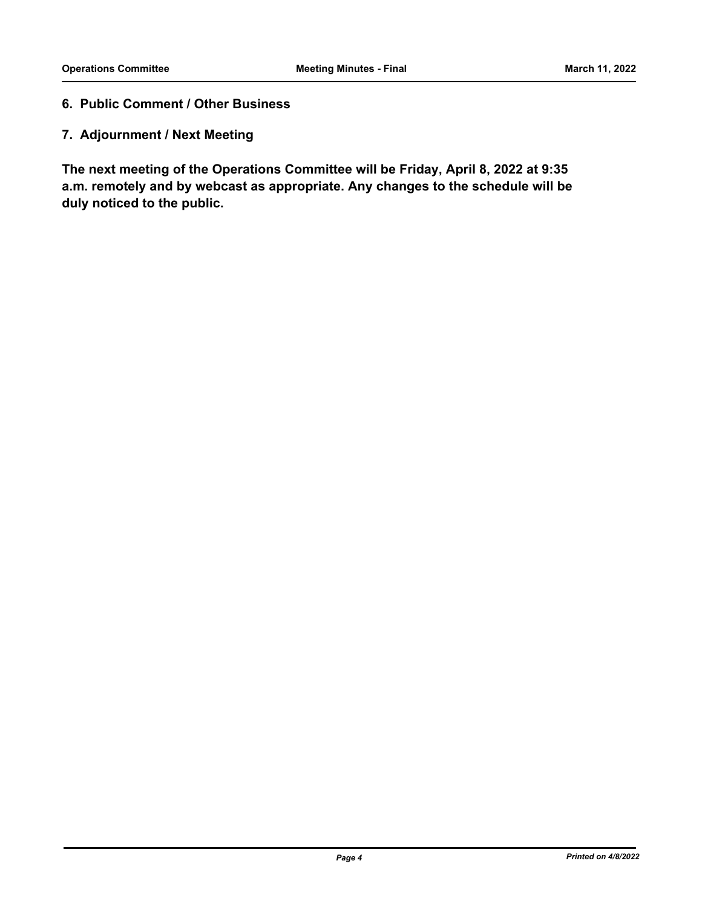## 6. Public Comment / Other Business

## 7. Adjournment / Next Meeting

**The next meeting of the Operations Committee will be Friday, April 8, 2022 at 9:35 a.m. remotely and by webcast as appropriate. Any changes to the schedule will be duly noticed to the public.**